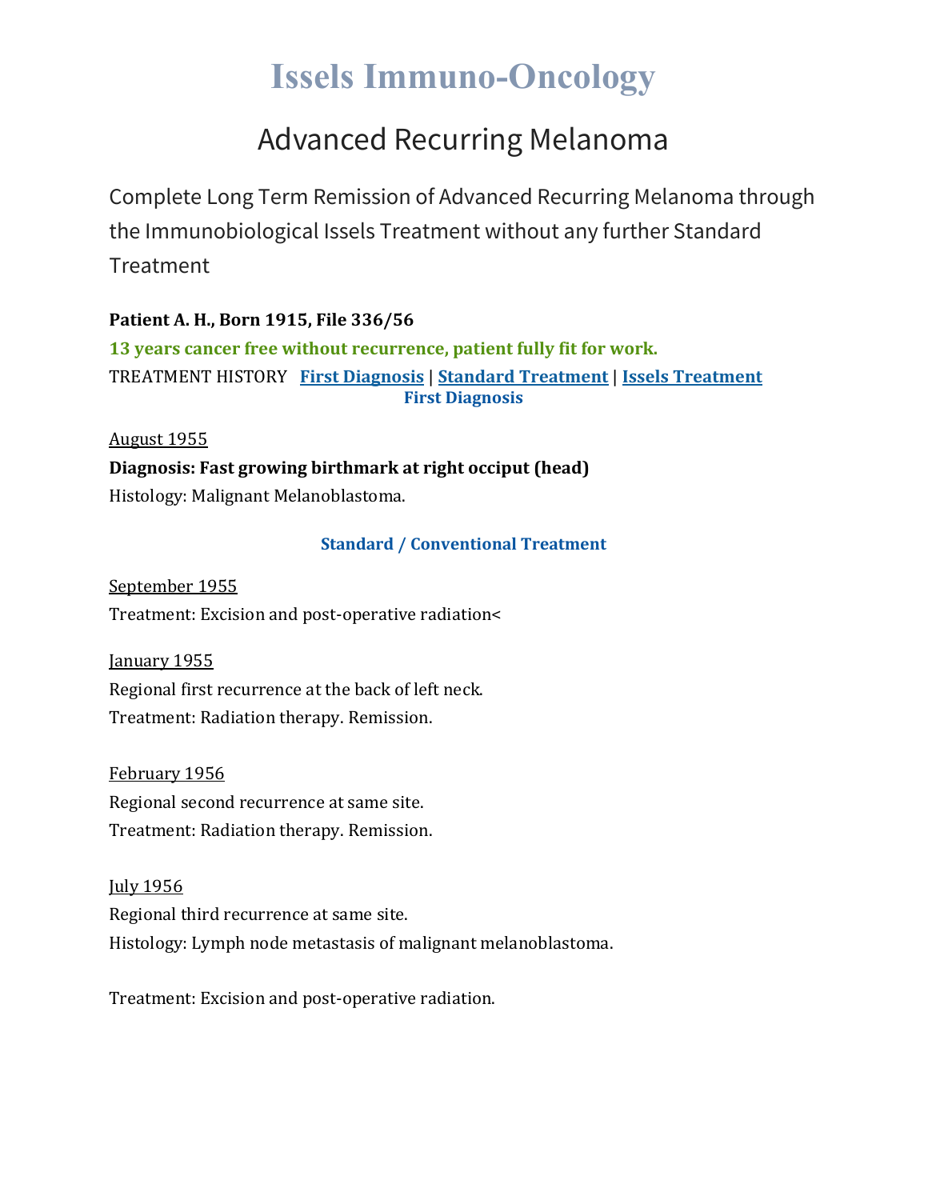# Issels Immuno-Oncology

## Advanced Recurring Melanoma

Complete Long Term Remission of Advanced Recurring Melanoma through the Immunobiological Issels Treatment without any further Standard Treatment

**Patient A. H., Born 1915, File 336/56**

**13 years cancer free without recurrence, patient fully fit for work.**

TREATMENT HISTORY **First Diagnosis** | **Standard Treatment** | **Issels Treatment**

### First Diagnosis

August 1955

**Diagnosis: Fast growing birthmark at right occiput (head)**

Histology: Malignant Melanoblastoma.

### Standard / Conventional Treatment

September 1955

Treatment: Excision and post-operative radiation<

January 1955

Regional first recurrence at the back of left neck.

Treatment: Radiation therapy. Remission.

February 1956

Regional second recurrence at same site.

Treatment: Radiation therapy. Remission.

July 1956

Regional third recurrence at same site.

Histology: Lymph node metastasis of malignant melanoblastoma.

Treatment: Excision and post-operative radiation.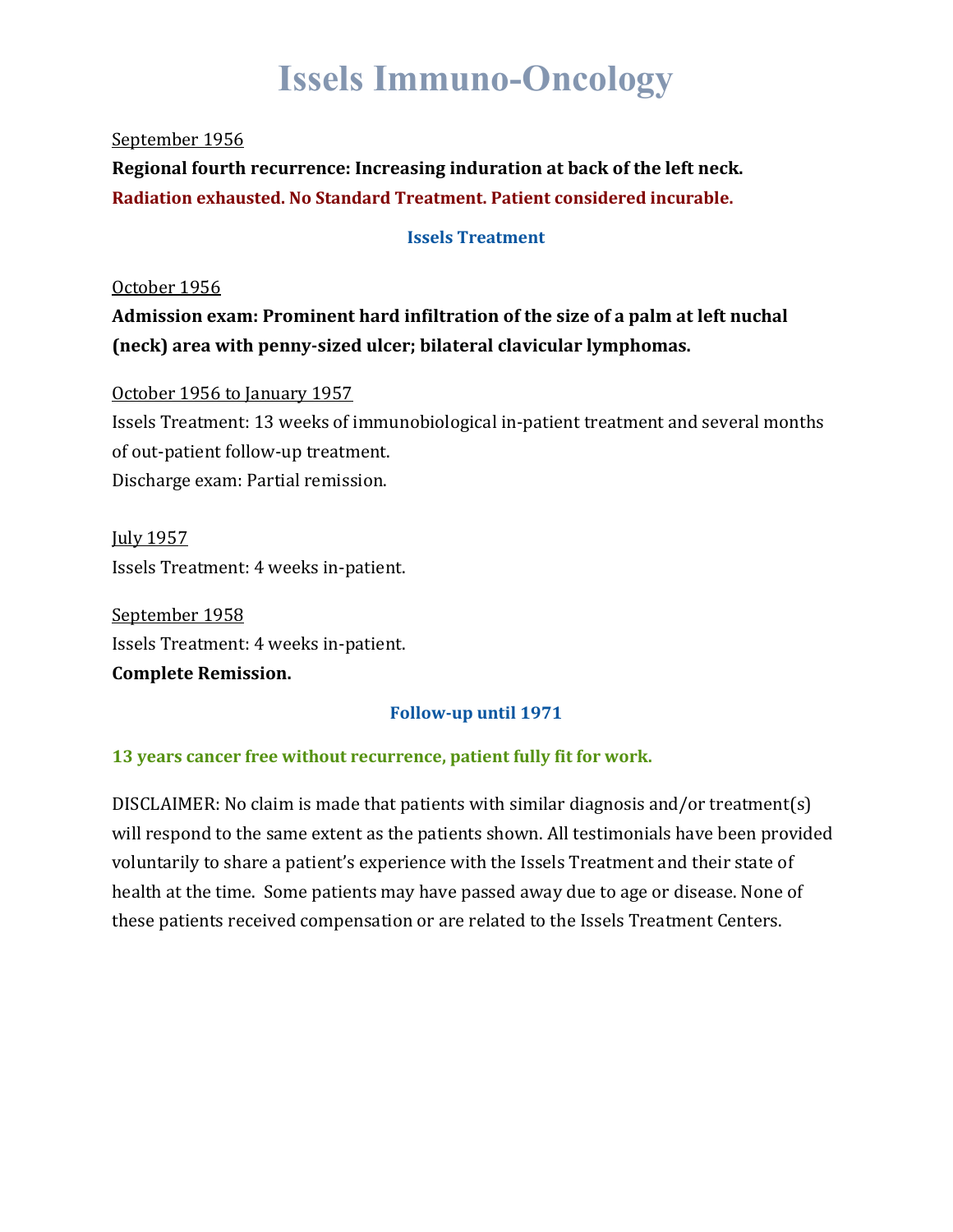# Issels Immuno-Oncology

September 1956

**Regional fourth recurrence: Increasing induration at back of the left neck.**

**Radiation exhausted. No Standard Treatment. Patient considered incurable.**

**Issels Treatment**

October 1956

**Admission exam: Prominent hard infiltration of the size of a palm at left nuchal (neck) area with penny-sized ulcer; bilateral clavicular lymphomas.**

October 1956 to January 1957

Issels Treatment: 13 weeks of immunobiological in-patient treatment and several months of out-patient follow-up treatment.

Discharge exam: Partial remission.

July 1957

Issels Treatment: 4 weeks in-patient.

September 1958

Issels Treatment: 4 weeks in-patient.

**Complete Remission.**

**Follow-up until 1971**

**13 years cancer free without recurrence, patient fully fit for work.**

DISCLAIMER: No claim is made that patients with similar diagnosis and/or treatment(s) will respond to the same extent as the patients shown. All testimonials have been provided voluntarily to share a patient's experience with the Issels Treatment and their state of health at the time. Some patients may have passed away due to age or disease. None of these patients received compensation or are related to the Issels Treatment Centers.